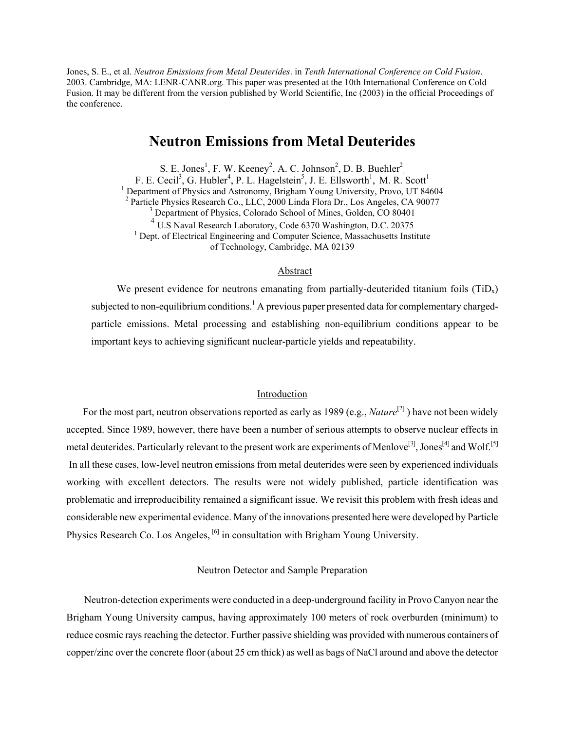Jones, S. E., et al. *Neutron Emissions from Metal Deuterides*. in *Tenth International Conference on Cold Fusion*. 2003. Cambridge, MA: LENR-CANR.org. This paper was presented at the 10th International Conference on Cold Fusion. It may be different from the version published by World Scientific, Inc (2003) in the official Proceedings of the conference.

# Neutron Emissions from Metal Deuterides

S. E. Jones[1], F. W. Keeney[2], A. C. Johnson[2], D. B. Buehler[2], F. E. Cecil[3], G. Hubler[4], P. L. Hagelstein[5], J. E. Ellsworth[1], M. R. Scott[1]

[1] Department of Physics and Astronomy, Brigham Young University, Provo, UT 84604
[2] Particle Physics Research Co., LLC, 2000 Linda Flora Dr., Los Angeles, CA 90077
[3] Department of Physics, Colorado School of Mines, Golden, CO 80401
[4] U.S Naval Research Laboratory, Code 6370 Washington, D.C. 20375
[1] Dept. of Electrical Engineering and Computer Science, Massachusetts Institute of Technology, Cambridge, MA 02139

## Abstract

We present evidence for neutrons emanating from partially-deuterided titanium foils ($TiD_x$) subjected to non-equilibrium conditions.[1] A previous paper presented data for complementary charged-particle emissions. Metal processing and establishing non-equilibrium conditions appear to be important keys to achieving significant nuclear-particle yields and repeatability.

## Introduction

For the most part, neutron observations reported as early as 1989 (e.g., *Nature*[2] ) have not been widely accepted. Since 1989, however, there have been a number of serious attempts to observe nuclear effects in metal deuterides. Particularly relevant to the present work are experiments of Menlove[3], Jones[4] and Wolf.[5] In all these cases, low-level neutron emissions from metal deuterides were seen by experienced individuals working with excellent detectors. The results were not widely published, particle identification was problematic and irreproducibility remained a significant issue. We revisit this problem with fresh ideas and considerable new experimental evidence. Many of the innovations presented here were developed by Particle Physics Research Co. Los Angeles, [6] in consultation with Brigham Young University.

## Neutron Detector and Sample Preparation

Neutron-detection experiments were conducted in a deep-underground facility in Provo Canyon near the Brigham Young University campus, having approximately 100 meters of rock overburden (minimum) to reduce cosmic rays reaching the detector. Further passive shielding was provided with numerous containers of copper/zinc over the concrete floor (about 25 cm thick) as well as bags of NaCl around and above the detector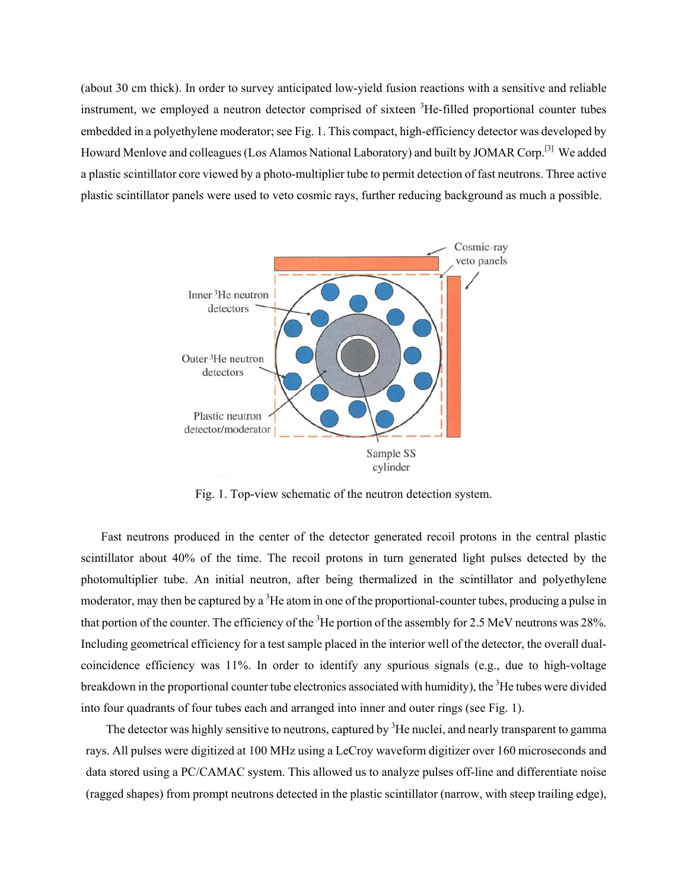(about 30 cm thick). In order to survey anticipated low-yield fusion reactions with a sensitive and reliable instrument, we employed a neutron detector comprised of sixteen $^3$He-filled proportional counter tubes embedded in a polyethylene moderator; see Fig. 1. This compact, high-efficiency detector was developed by Howard Menlove and colleagues (Los Alamos National Laboratory) and built by JOMAR Corp.[3] We added a plastic scintillator core viewed by a photo-multiplier tube to permit detection of fast neutrons. Three active plastic scintillator panels were used to veto cosmic rays, further reducing background as much a possible.

Fig. 1. Top-view schematic of the neutron detection system.

Fast neutrons produced in the center of the detector generated recoil protons in the central plastic scintillator about 40% of the time. The recoil protons in turn generated light pulses detected by the photomultiplier tube. An initial neutron, after being thermalized in the scintillator and polyethylene moderator, may then be captured by a $^3$He atom in one of the proportional-counter tubes, producing a pulse in that portion of the counter. The efficiency of the $^3$He portion of the assembly for 2.5 MeV neutrons was 28%. Including geometrical efficiency for a test sample placed in the interior well of the detector, the overall dual-coincidence efficiency was 11%. In order to identify any spurious signals (e.g., due to high-voltage breakdown in the proportional counter tube electronics associated with humidity), the $^3$He tubes were divided into four quadrants of four tubes each and arranged into inner and outer rings (see Fig. 1).

The detector was highly sensitive to neutrons, captured by $^3$He nuclei, and nearly transparent to gamma rays. All pulses were digitized at 100 MHz using a LeCroy waveform digitizer over 160 microseconds and data stored using a PC/CAMAC system. This allowed us to analyze pulses off-line and differentiate noise (ragged shapes) from prompt neutrons detected in the plastic scintillator (narrow, with steep trailing edge),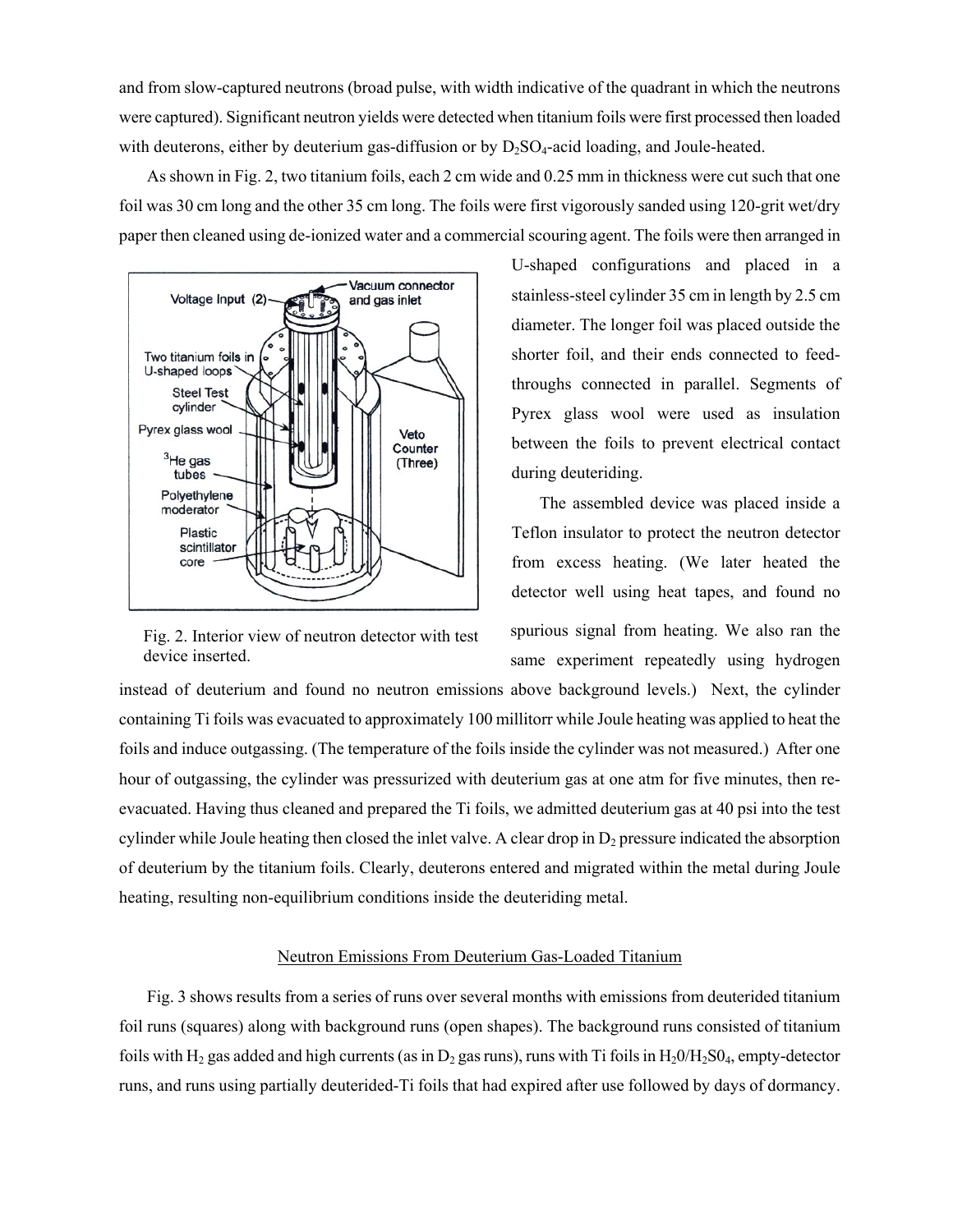and from slow-captured neutrons (broad pulse, with width indicative of the quadrant in which the neutrons were captured). Significant neutron yields were detected when titanium foils were first processed then loaded with deuterons, either by deuterium gas-diffusion or by $D_2SO_4$-acid loading, and Joule-heated.

As shown in Fig. 2, two titanium foils, each 2 cm wide and 0.25 mm in thickness were cut such that one foil was 30 cm long and the other 35 cm long. The foils were first vigorously sanded using 120-grit wet/dry paper then cleaned using de-ionized water and a commercial scouring agent. The foils were then arranged in U-shaped configurations and placed in a stainless-steel cylinder 35 cm in length by 2.5 cm diameter. The longer foil was placed outside the shorter foil, and their ends connected to feed-throughs connected in parallel. Segments of Pyrex glass wool were used as insulation between the foils to prevent electrical contact during deuteriding.

Fig. 2. Interior view of neutron detector with test device inserted.

The assembled device was placed inside a Teflon insulator to protect the neutron detector from excess heating. (We later heated the detector well using heat tapes, and found no spurious signal from heating. We also ran the same experiment repeatedly using hydrogen instead of deuterium and found no neutron emissions above background levels.) Next, the cylinder containing Ti foils was evacuated to approximately 100 millitorr while Joule heating was applied to heat the foils and induce outgassing. (The temperature of the foils inside the cylinder was not measured.) After one hour of outgassing, the cylinder was pressurized with deuterium gas at one atm for five minutes, then re-evacuated. Having thus cleaned and prepared the Ti foils, we admitted deuterium gas at 40 psi into the test cylinder while Joule heating then closed the inlet valve. A clear drop in $D_2$ pressure indicated the absorption of deuterium by the titanium foils. Clearly, deuterons entered and migrated within the metal during Joule heating, resulting non-equilibrium conditions inside the deuteriding metal.

## Neutron Emissions From Deuterium Gas-Loaded Titanium

Fig. 3 shows results from a series of runs over several months with emissions from deuterided titanium foil runs (squares) along with background runs (open shapes). The background runs consisted of titanium foils with $H_2$ gas added and high currents (as in $D_2$ gas runs), runs with Ti foils in $H_2O/H_2SO_4$, empty-detector runs, and runs using partially deuterided-Ti foils that had expired after use followed by days of dormancy.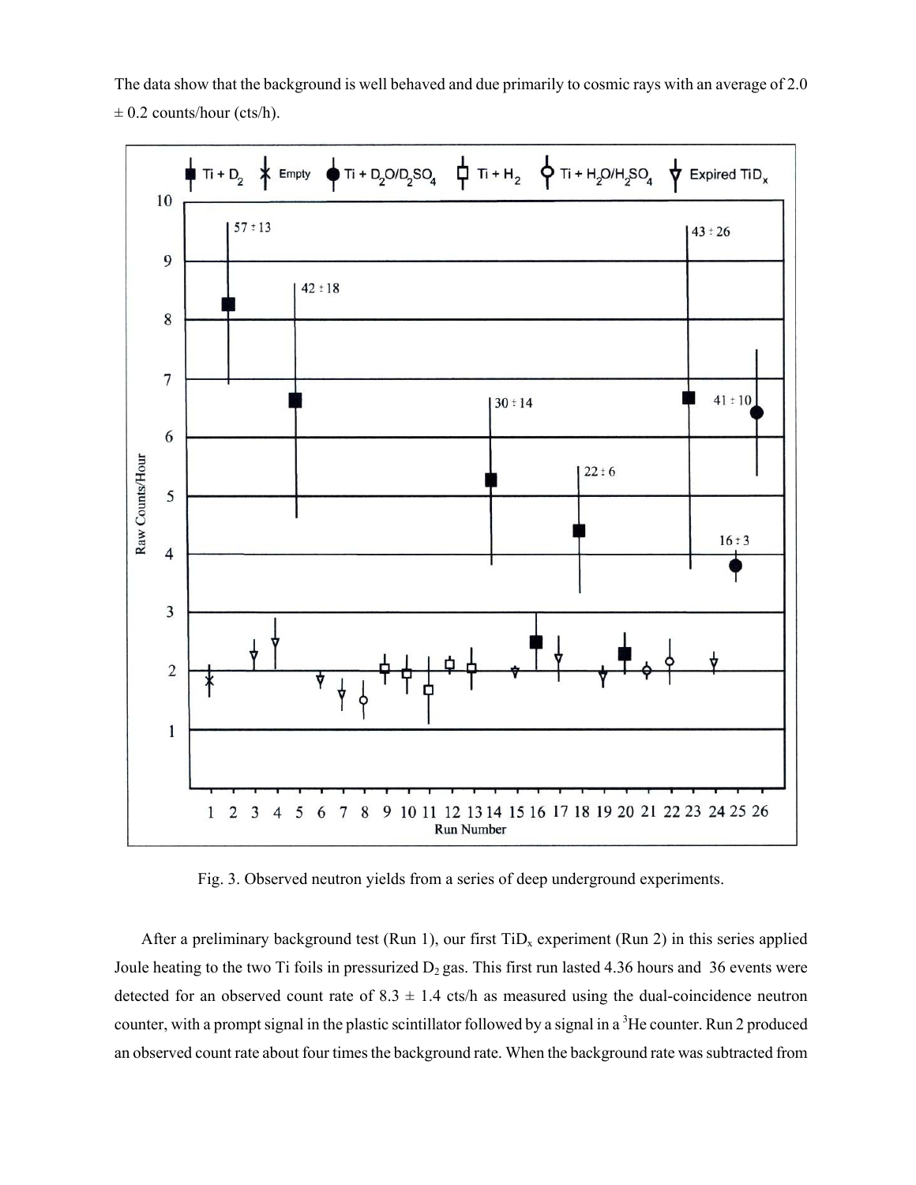The data show that the background is well behaved and due primarily to cosmic rays with an average of 2.0 ± 0.2 counts/hour (cts/h).

Fig. 3. Observed neutron yields from a series of deep underground experiments.

After a preliminary background test (Run 1), our first $TiD_x$ experiment (Run 2) in this series applied Joule heating to the two Ti foils in pressurized $D_2$ gas. This first run lasted 4.36 hours and 36 events were detected for an observed count rate of 8.3 ± 1.4 cts/h as measured using the dual-coincidence neutron counter, with a prompt signal in the plastic scintillator followed by a signal in a $^3He$ counter. Run 2 produced an observed count rate about four times the background rate. When the background rate was subtracted from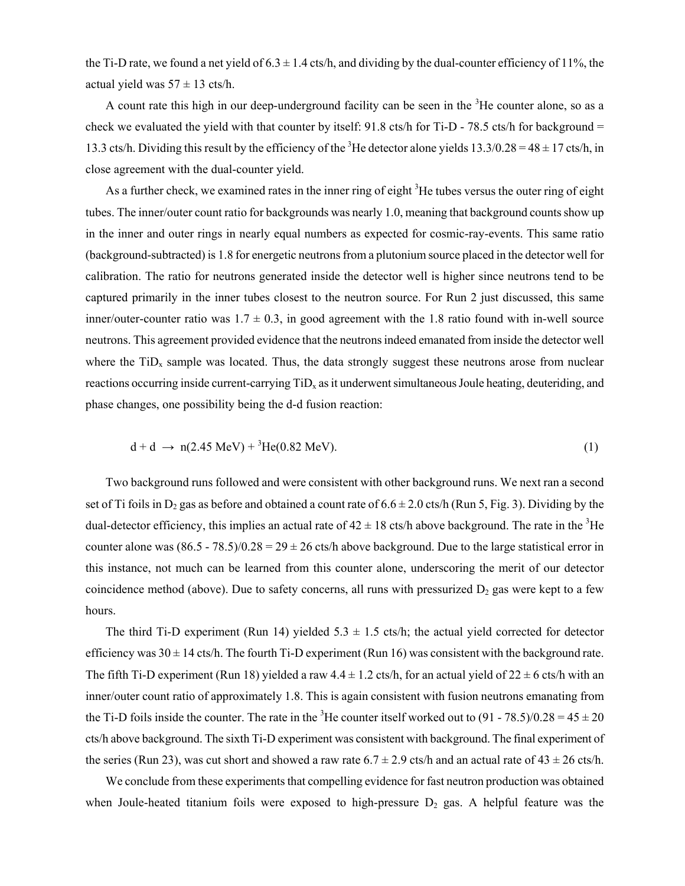the Ti-D rate, we found a net yield of $6.3 \pm 1.4$ cts/h, and dividing by the dual-counter efficiency of 11%, the actual yield was $57 \pm 13$ cts/h.

A count rate this high in our deep-underground facility can be seen in the $^3$He counter alone, so as a check we evaluated the yield with that counter by itself: 91.8 cts/h for Ti-D - 78.5 cts/h for background = 13.3 cts/h. Dividing this result by the efficiency of the $^3$He detector alone yields $13.3/0.28 = 48 \pm 17$ cts/h, in close agreement with the dual-counter yield.

As a further check, we examined rates in the inner ring of eight $^3$He tubes versus the outer ring of eight tubes. The inner/outer count ratio for backgrounds was nearly 1.0, meaning that background counts show up in the inner and outer rings in nearly equal numbers as expected for cosmic-ray-events. This same ratio (background-subtracted) is 1.8 for energetic neutrons from a plutonium source placed in the detector well for calibration. The ratio for neutrons generated inside the detector well is higher since neutrons tend to be captured primarily in the inner tubes closest to the neutron source. For Run 2 just discussed, this same inner/outer-counter ratio was $1.7 \pm 0.3$, in good agreement with the 1.8 ratio found with in-well source neutrons. This agreement provided evidence that the neutrons indeed emanated from inside the detector well where the $TiD_x$ sample was located. Thus, the data strongly suggest these neutrons arose from nuclear reactions occurring inside current-carrying $TiD_x$ as it underwent simultaneous Joule heating, deuteriding, and phase changes, one possibility being the d-d fusion reaction:

$$d + d \rightarrow n(2.45\text{ MeV}) + {}^3\text{He}(0.82\text{ MeV}). \tag{1}$$

Two background runs followed and were consistent with other background runs. We next ran a second set of Ti foils in $D_2$ gas as before and obtained a count rate of $6.6 \pm 2.0$ cts/h (Run 5, Fig. 3). Dividing by the dual-detector efficiency, this implies an actual rate of $42 \pm 18$ cts/h above background. The rate in the $^3$He counter alone was $(86.5 - 78.5)/0.28 = 29 \pm 26$ cts/h above background. Due to the large statistical error in this instance, not much can be learned from this counter alone, underscoring the merit of our detector coincidence method (above). Due to safety concerns, all runs with pressurized $D_2$ gas were kept to a few hours.

The third Ti-D experiment (Run 14) yielded $5.3 \pm 1.5$ cts/h; the actual yield corrected for detector efficiency was $30 \pm 14$ cts/h. The fourth Ti-D experiment (Run 16) was consistent with the background rate. The fifth Ti-D experiment (Run 18) yielded a raw $4.4 \pm 1.2$ cts/h, for an actual yield of $22 \pm 6$ cts/h with an inner/outer count ratio of approximately 1.8. This is again consistent with fusion neutrons emanating from the Ti-D foils inside the counter. The rate in the $^3$He counter itself worked out to $(91 - 78.5)/0.28 = 45 \pm 20$ cts/h above background. The sixth Ti-D experiment was consistent with background. The final experiment of the series (Run 23), was cut short and showed a raw rate $6.7 \pm 2.9$ cts/h and an actual rate of $43 \pm 26$ cts/h.

We conclude from these experiments that compelling evidence for fast neutron production was obtained when Joule-heated titanium foils were exposed to high-pressure $D_2$ gas. A helpful feature was the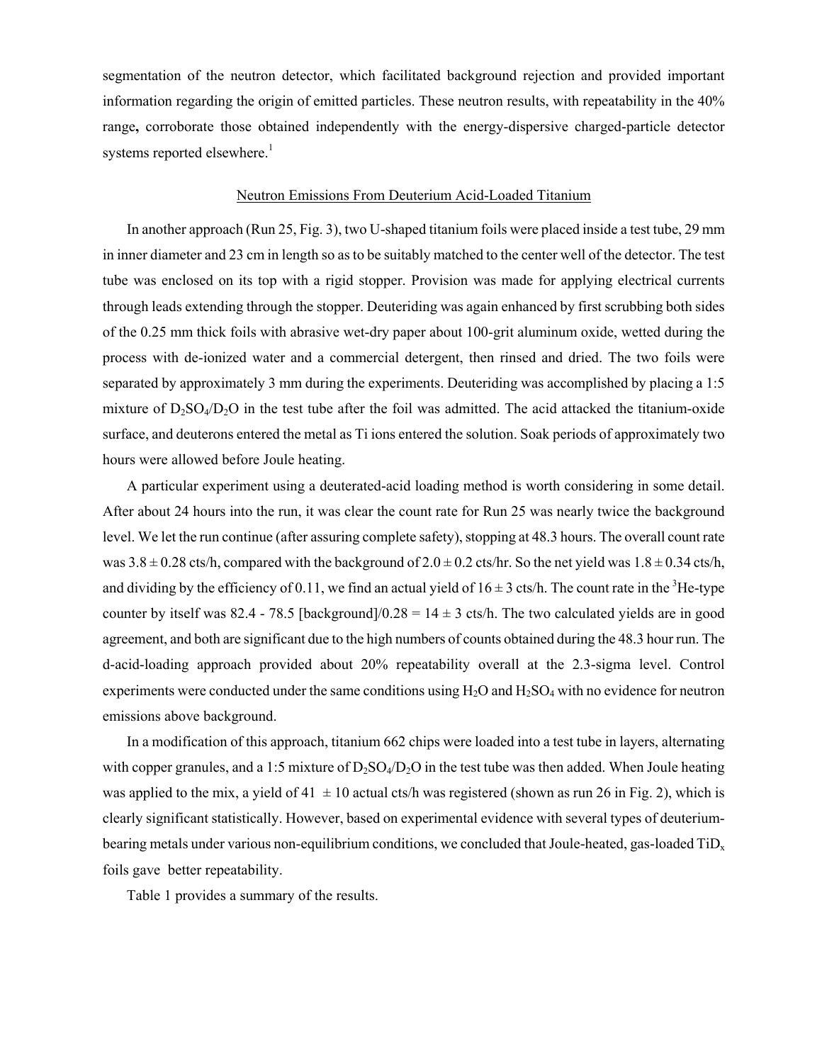segmentation of the neutron detector, which facilitated background rejection and provided important information regarding the origin of emitted particles. These neutron results, with repeatability in the 40% range**,** corroborate those obtained independently with the energy-dispersive charged-particle detector systems reported elsewhere.[1]

## Neutron Emissions From Deuterium Acid-Loaded Titanium

In another approach (Run 25, Fig. 3), two U-shaped titanium foils were placed inside a test tube, 29 mm in inner diameter and 23 cm in length so as to be suitably matched to the center well of the detector. The test tube was enclosed on its top with a rigid stopper. Provision was made for applying electrical currents through leads extending through the stopper. Deuteriding was again enhanced by first scrubbing both sides of the 0.25 mm thick foils with abrasive wet-dry paper about 100-grit aluminum oxide, wetted during the process with de-ionized water and a commercial detergent, then rinsed and dried. The two foils were separated by approximately 3 mm during the experiments. Deuteriding was accomplished by placing a 1:5 mixture of $D_2SO_4/D_2O$ in the test tube after the foil was admitted. The acid attacked the titanium-oxide surface, and deuterons entered the metal as Ti ions entered the solution. Soak periods of approximately two hours were allowed before Joule heating.

A particular experiment using a deuterated-acid loading method is worth considering in some detail. After about 24 hours into the run, it was clear the count rate for Run 25 was nearly twice the background level. We let the run continue (after assuring complete safety), stopping at 48.3 hours. The overall count rate was $3.8 \pm 0.28$ cts/h, compared with the background of $2.0 \pm 0.2$ cts/hr. So the net yield was $1.8 \pm 0.34$ cts/h, and dividing by the efficiency of 0.11, we find an actual yield of $16 \pm 3$ cts/h. The count rate in the $^3$He-type counter by itself was 82.4 - 78.5 [background]/0.28 = $14 \pm 3$ cts/h. The two calculated yields are in good agreement, and both are significant due to the high numbers of counts obtained during the 48.3 hour run. The d-acid-loading approach provided about 20% repeatability overall at the 2.3-sigma level. Control experiments were conducted under the same conditions using $H_2O$ and $H_2SO_4$ with no evidence for neutron emissions above background.

In a modification of this approach, titanium 662 chips were loaded into a test tube in layers, alternating with copper granules, and a 1:5 mixture of $D_2SO_4/D_2O$ in the test tube was then added. When Joule heating was applied to the mix, a yield of $41 \pm 10$ actual cts/h was registered (shown as run 26 in Fig. 2), which is clearly significant statistically. However, based on experimental evidence with several types of deuterium-bearing metals under various non-equilibrium conditions, we concluded that Joule-heated, gas-loaded $TiD_x$ foils gave better repeatability.

Table 1 provides a summary of the results.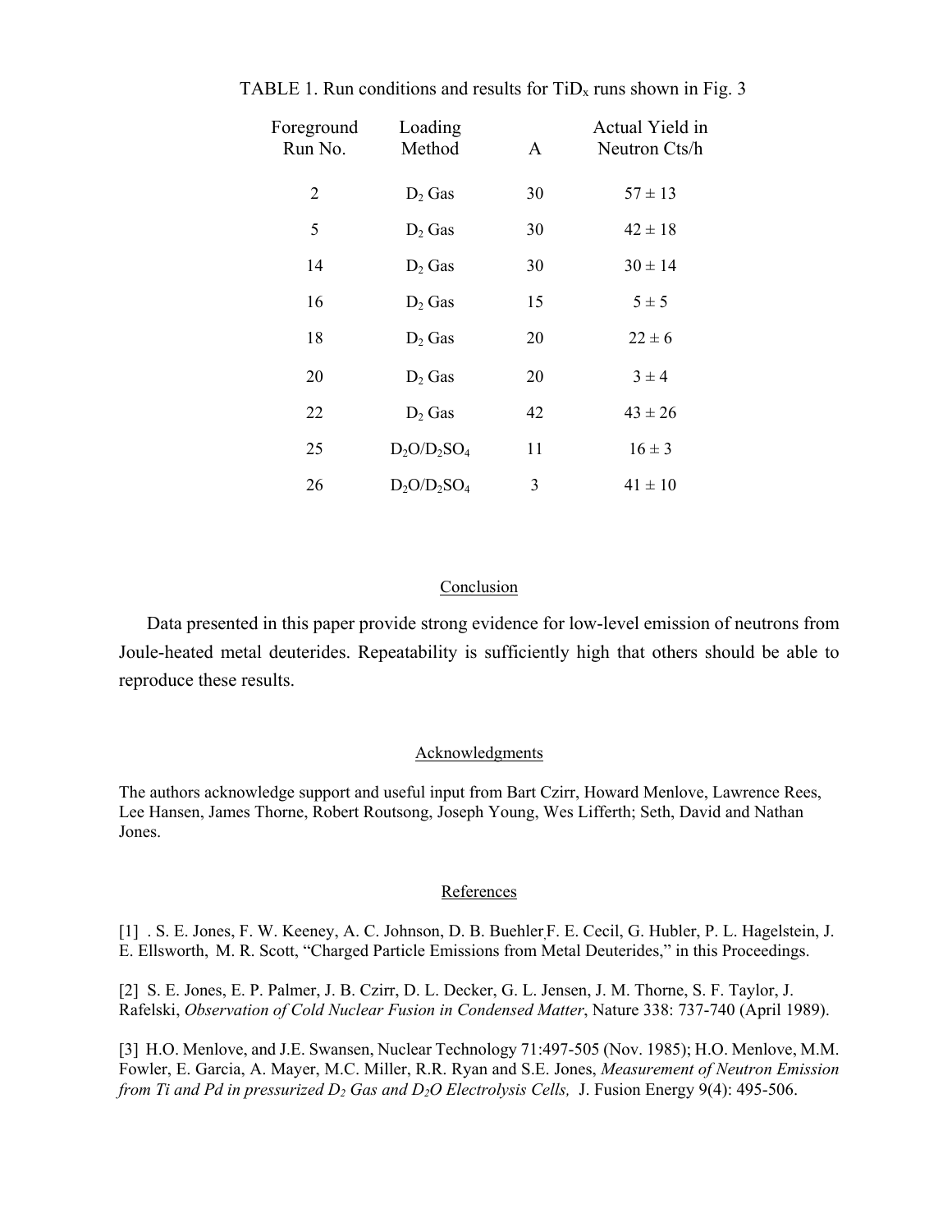TABLE 1. Run conditions and results for $TiD_x$ runs shown in Fig. 3

| Foreground Run No. | Loading Method | A | Actual Yield in Neutron Cts/h |
|---|---|---|---|
| 2 | $D_2$ Gas | 30 | 57 ± 13 |
| 5 | $D_2$ Gas | 30 | 42 ± 18 |
| 14 | $D_2$ Gas | 30 | 30 ± 14 |
| 16 | $D_2$ Gas | 15 | 5 ± 5 |
| 18 | $D_2$ Gas | 20 | 22 ± 6 |
| 20 | $D_2$ Gas | 20 | 3 ± 4 |
| 22 | $D_2$ Gas | 42 | 43 ± 26 |
| 25 | $D_2O/D_2SO_4$ | 11 | 16 ± 3 |
| 26 | $D_2O/D_2SO_4$ | 3 | 41 ± 10 |

## Conclusion

Data presented in this paper provide strong evidence for low-level emission of neutrons from Joule-heated metal deuterides. Repeatability is sufficiently high that others should be able to reproduce these results.

## Acknowledgments

The authors acknowledge support and useful input from Bart Czirr, Howard Menlove, Lawrence Rees, Lee Hansen, James Thorne, Robert Routsong, Joseph Young, Wes Lifferth; Seth, David and Nathan Jones.

## References

[1] . S. E. Jones, F. W. Keeney, A. C. Johnson, D. B. Buehler, F. E. Cecil, G. Hubler, P. L. Hagelstein, J. E. Ellsworth, M. R. Scott, "Charged Particle Emissions from Metal Deuterides," in this Proceedings.

[2] S. E. Jones, E. P. Palmer, J. B. Czirr, D. L. Decker, G. L. Jensen, J. M. Thorne, S. F. Taylor, J. Rafelski, *Observation of Cold Nuclear Fusion in Condensed Matter*, Nature 338: 737-740 (April 1989).

[3] H.O. Menlove, and J.E. Swansen, Nuclear Technology 71:497-505 (Nov. 1985); H.O. Menlove, M.M. Fowler, E. Garcia, A. Mayer, M.C. Miller, R.R. Ryan and S.E. Jones, *Measurement of Neutron Emission from Ti and Pd in pressurized $D_2$ Gas and $D_2O$ Electrolysis Cells,* J. Fusion Energy 9(4): 495-506.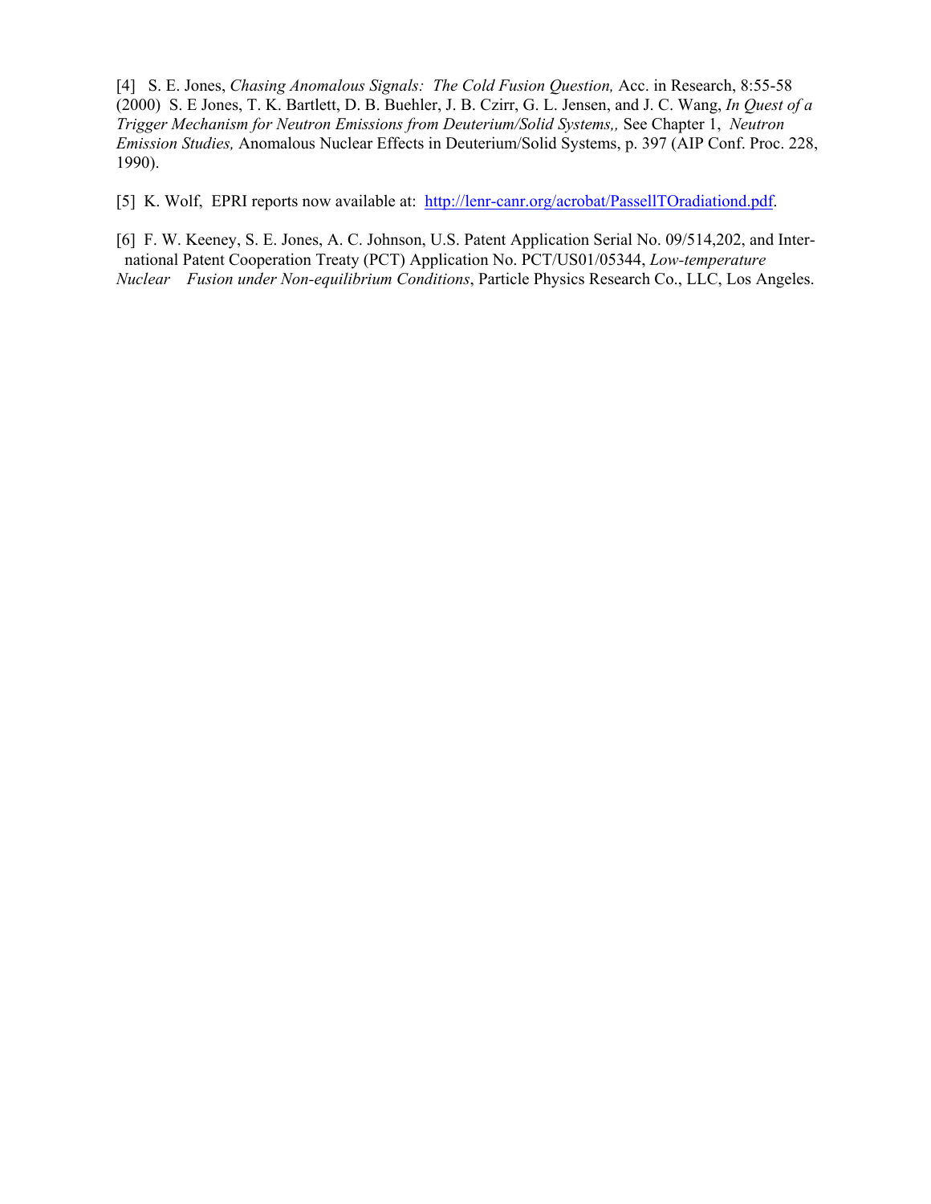[4] S. E. Jones, *Chasing Anomalous Signals: The Cold Fusion Question,* Acc. in Research, 8:55-58 (2000) S. E Jones, T. K. Bartlett, D. B. Buehler, J. B. Czirr, G. L. Jensen, and J. C. Wang, *In Quest of a Trigger Mechanism for Neutron Emissions from Deuterium/Solid Systems,,* See Chapter 1, *Neutron Emission Studies,* Anomalous Nuclear Effects in Deuterium/Solid Systems, p. 397 (AIP Conf. Proc. 228, 1990).

[5] K. Wolf, EPRI reports now available at: http://lenr-canr.org/acrobat/PassellTOradiationd.pdf.

[6] F. W. Keeney, S. E. Jones, A. C. Johnson, U.S. Patent Application Serial No. 09/514,202, and International Patent Cooperation Treaty (PCT) Application No. PCT/US01/05344, *Low-temperature Nuclear Fusion under Non-equilibrium Conditions*, Particle Physics Research Co., LLC, Los Angeles.